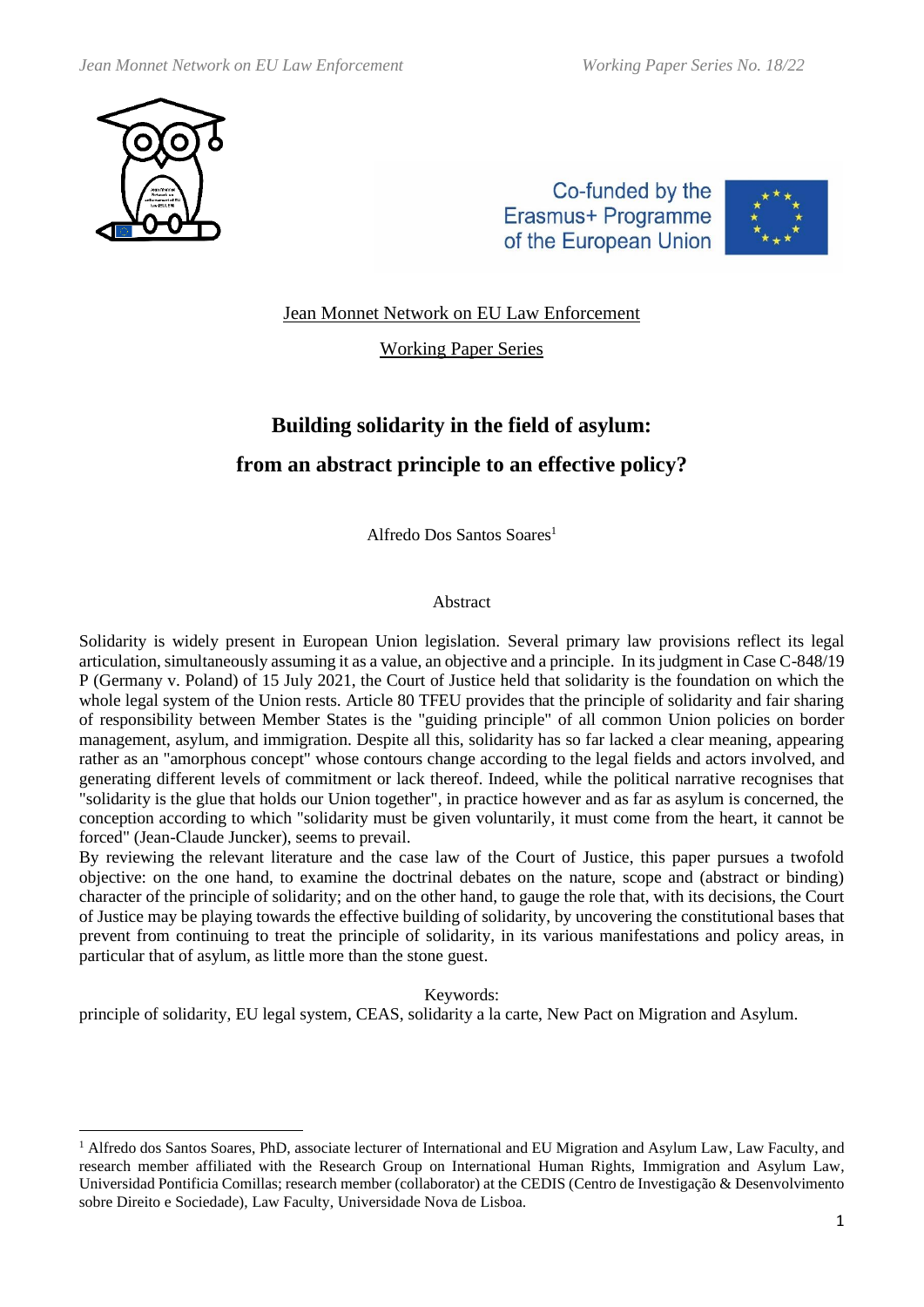Jean Monnet Network on EU Law Enforcement

Working Paper Series

# Building solidarity in the field of asylum: from an abstract principle to an effective policy?

Alfredo Dos Santos Soares[1]

## Abstract

Solidarity is widely present in European Union legislation. Several primary law provisions reflect its legal articulation, simultaneously assuming it as a value, an objective and a principle. In its judgment in Case C-848/19 P (Germany v. Poland) of 15 July 2021, the Court of Justice held that solidarity is the foundation on which the whole legal system of the Union rests. Article 80 TFEU provides that the principle of solidarity and fair sharing of responsibility between Member States is the "guiding principle" of all common Union policies on border management, asylum, and immigration. Despite all this, solidarity has so far lacked a clear meaning, appearing rather as an "amorphous concept" whose contours change according to the legal fields and actors involved, and generating different levels of commitment or lack thereof. Indeed, while the political narrative recognises that "solidarity is the glue that holds our Union together", in practice however and as far as asylum is concerned, the conception according to which "solidarity must be given voluntarily, it must come from the heart, it cannot be forced" (Jean-Claude Juncker), seems to prevail.

By reviewing the relevant literature and the case law of the Court of Justice, this paper pursues a twofold objective: on the one hand, to examine the doctrinal debates on the nature, scope and (abstract or binding) character of the principle of solidarity; and on the other hand, to gauge the role that, with its decisions, the Court of Justice may be playing towards the effective building of solidarity, by uncovering the constitutional bases that prevent from continuing to treat the principle of solidarity, in its various manifestations and policy areas, in particular that of asylum, as little more than the stone guest.

Keywords:

principle of solidarity, EU legal system, CEAS, solidarity a la carte, New Pact on Migration and Asylum.

---

[1] Alfredo dos Santos Soares, PhD, associate lecturer of International and EU Migration and Asylum Law, Law Faculty, and research member affiliated with the Research Group on International Human Rights, Immigration and Asylum Law, Universidad Pontificia Comillas; research member (collaborator) at the CEDIS (Centro de Investigação & Desenvolvimento sobre Direito e Sociedade), Law Faculty, Universidade Nova de Lisboa.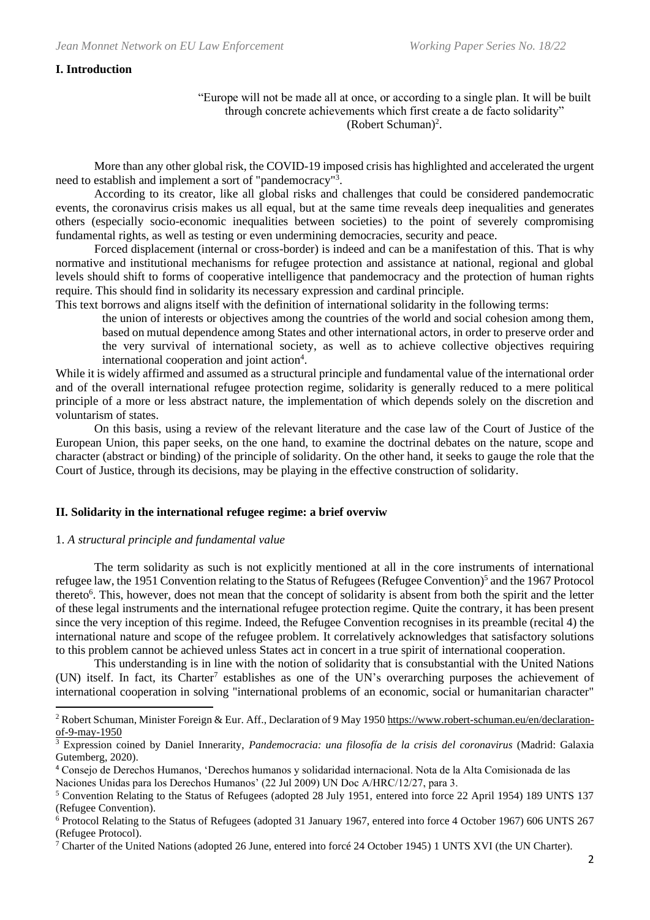## I. Introduction

> "Europe will not be made all at once, or according to a single plan. It will be built through concrete achievements which first create a de facto solidarity" (Robert Schuman)[2].

More than any other global risk, the COVID-19 imposed crisis has highlighted and accelerated the urgent need to establish and implement a sort of "pandemocracy"[3].

According to its creator, like all global risks and challenges that could be considered pandemocratic events, the coronavirus crisis makes us all equal, but at the same time reveals deep inequalities and generates others (especially socio-economic inequalities between societies) to the point of severely compromising fundamental rights, as well as testing or even undermining democracies, security and peace.

Forced displacement (internal or cross-border) is indeed and can be a manifestation of this. That is why normative and institutional mechanisms for refugee protection and assistance at national, regional and global levels should shift to forms of cooperative intelligence that pandemocracy and the protection of human rights require. This should find in solidarity its necessary expression and cardinal principle.

This text borrows and aligns itself with the definition of international solidarity in the following terms:

> the union of interests or objectives among the countries of the world and social cohesion among them, based on mutual dependence among States and other international actors, in order to preserve order and the very survival of international society, as well as to achieve collective objectives requiring international cooperation and joint action[4].

While it is widely affirmed and assumed as a structural principle and fundamental value of the international order and of the overall international refugee protection regime, solidarity is generally reduced to a mere political principle of a more or less abstract nature, the implementation of which depends solely on the discretion and voluntarism of states.

On this basis, using a review of the relevant literature and the case law of the Court of Justice of the European Union, this paper seeks, on the one hand, to examine the doctrinal debates on the nature, scope and character (abstract or binding) of the principle of solidarity. On the other hand, it seeks to gauge the role that the Court of Justice, through its decisions, may be playing in the effective construction of solidarity.

## II. Solidarity in the international refugee regime: a brief overviw

### 1. *A structural principle and fundamental value*

The term solidarity as such is not explicitly mentioned at all in the core instruments of international refugee law, the 1951 Convention relating to the Status of Refugees (Refugee Convention)[5] and the 1967 Protocol thereto[6]. This, however, does not mean that the concept of solidarity is absent from both the spirit and the letter of these legal instruments and the international refugee protection regime. Quite the contrary, it has been present since the very inception of this regime. Indeed, the Refugee Convention recognises in its preamble (recital 4) the international nature and scope of the refugee problem. It correlatively acknowledges that satisfactory solutions to this problem cannot be achieved unless States act in concert in a true spirit of international cooperation.

This understanding is in line with the notion of solidarity that is consubstantial with the United Nations (UN) itself. In fact, its Charter[7] establishes as one of the UN's overarching purposes the achievement of international cooperation in solving "international problems of an economic, social or humanitarian character"

---

[2] Robert Schuman, Minister Foreign & Eur. Aff., Declaration of 9 May 1950 https://www.robert-schuman.eu/en/declaration-of-9-may-1950

[3] Expression coined by Daniel Innerarity, *Pandemocracia: una filosofía de la crisis del coronavirus* (Madrid: Galaxia Gutemberg, 2020).

[4] Consejo de Derechos Humanos, 'Derechos humanos y solidaridad internacional. Nota de la Alta Comisionada de las Naciones Unidas para los Derechos Humanos' (22 Jul 2009) UN Doc A/HRC/12/27, para 3.

[5] Convention Relating to the Status of Refugees (adopted 28 July 1951, entered into force 22 April 1954) 189 UNTS 137 (Refugee Convention).

[6] Protocol Relating to the Status of Refugees (adopted 31 January 1967, entered into force 4 October 1967) 606 UNTS 267 (Refugee Protocol).

[7] Charter of the United Nations (adopted 26 June, entered into forcé 24 October 1945) 1 UNTS XVI (the UN Charter).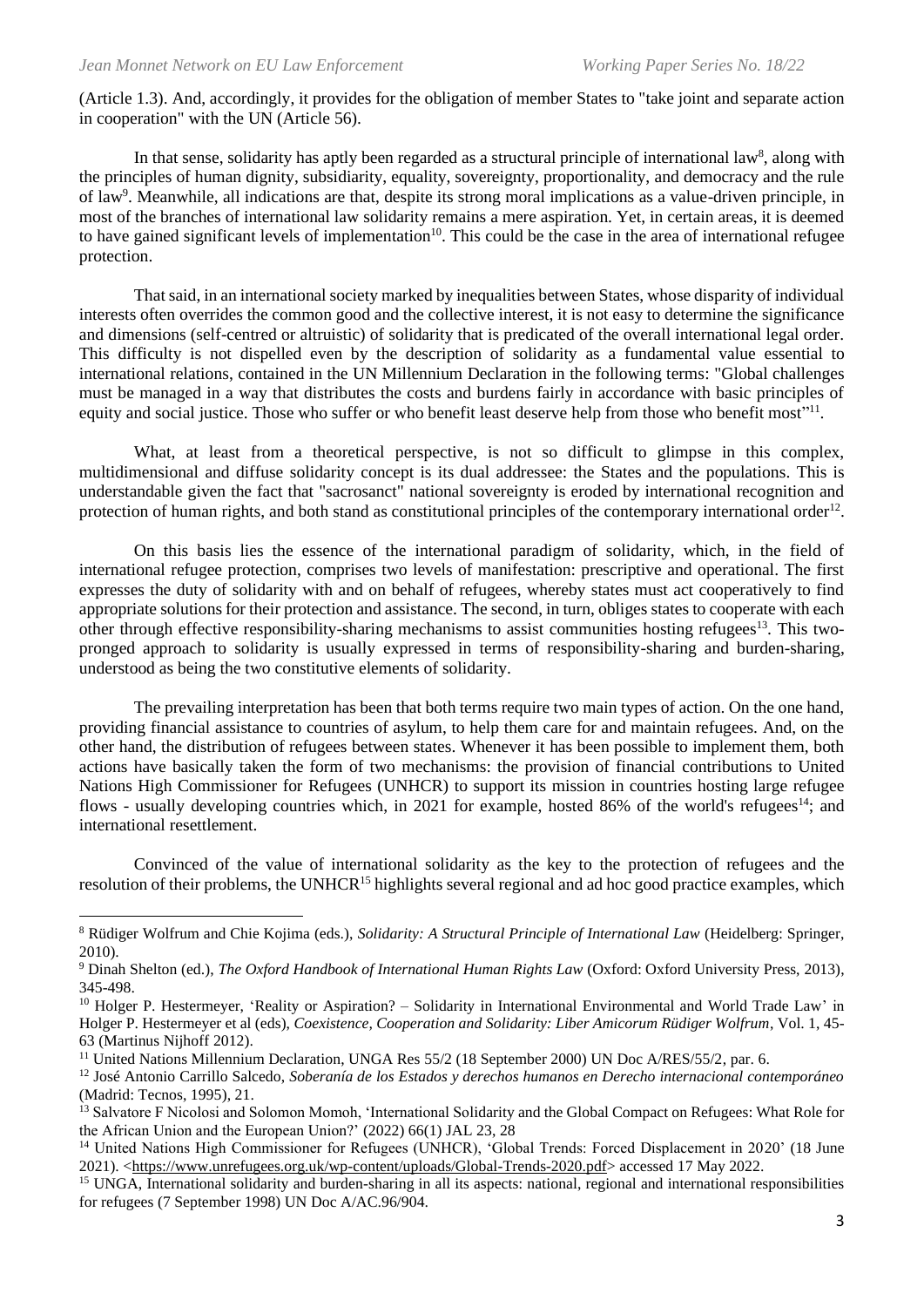(Article 1.3). And, accordingly, it provides for the obligation of member States to "take joint and separate action in cooperation" with the UN (Article 56).

In that sense, solidarity has aptly been regarded as a structural principle of international law[8], along with the principles of human dignity, subsidiarity, equality, sovereignty, proportionality, and democracy and the rule of law[9]. Meanwhile, all indications are that, despite its strong moral implications as a value-driven principle, in most of the branches of international law solidarity remains a mere aspiration. Yet, in certain areas, it is deemed to have gained significant levels of implementation[10]. This could be the case in the area of international refugee protection.

That said, in an international society marked by inequalities between States, whose disparity of individual interests often overrides the common good and the collective interest, it is not easy to determine the significance and dimensions (self-centred or altruistic) of solidarity that is predicated of the overall international legal order. This difficulty is not dispelled even by the description of solidarity as a fundamental value essential to international relations, contained in the UN Millennium Declaration in the following terms: "Global challenges must be managed in a way that distributes the costs and burdens fairly in accordance with basic principles of equity and social justice. Those who suffer or who benefit least deserve help from those who benefit most"[11].

What, at least from a theoretical perspective, is not so difficult to glimpse in this complex, multidimensional and diffuse solidarity concept is its dual addressee: the States and the populations. This is understandable given the fact that "sacrosanct" national sovereignty is eroded by international recognition and protection of human rights, and both stand as constitutional principles of the contemporary international order[12].

On this basis lies the essence of the international paradigm of solidarity, which, in the field of international refugee protection, comprises two levels of manifestation: prescriptive and operational. The first expresses the duty of solidarity with and on behalf of refugees, whereby states must act cooperatively to find appropriate solutions for their protection and assistance. The second, in turn, obliges states to cooperate with each other through effective responsibility-sharing mechanisms to assist communities hosting refugees[13]. This two-pronged approach to solidarity is usually expressed in terms of responsibility-sharing and burden-sharing, understood as being the two constitutive elements of solidarity.

The prevailing interpretation has been that both terms require two main types of action. On the one hand, providing financial assistance to countries of asylum, to help them care for and maintain refugees. And, on the other hand, the distribution of refugees between states. Whenever it has been possible to implement them, both actions have basically taken the form of two mechanisms: the provision of financial contributions to United Nations High Commissioner for Refugees (UNHCR) to support its mission in countries hosting large refugee flows - usually developing countries which, in 2021 for example, hosted 86% of the world's refugees[14]; and international resettlement.

Convinced of the value of international solidarity as the key to the protection of refugees and the resolution of their problems, the UNHCR[15] highlights several regional and ad hoc good practice examples, which

---

[8] Rüdiger Wolfrum and Chie Kojima (eds.), *Solidarity: A Structural Principle of International Law* (Heidelberg: Springer, 2010).

[9] Dinah Shelton (ed.), *The Oxford Handbook of International Human Rights Law* (Oxford: Oxford University Press, 2013), 345-498.

[10] Holger P. Hestermeyer, 'Reality or Aspiration? – Solidarity in International Environmental and World Trade Law' in Holger P. Hestermeyer et al (eds), *Coexistence, Cooperation and Solidarity: Liber Amicorum Rüdiger Wolfrum*, Vol. 1, 45-63 (Martinus Nijhoff 2012).

[11] United Nations Millennium Declaration, UNGA Res 55/2 (18 September 2000) UN Doc A/RES/55/2, par. 6.

[12] José Antonio Carrillo Salcedo, *Soberanía de los Estados y derechos humanos en Derecho internacional contemporáneo* (Madrid: Tecnos, 1995), 21.

[13] Salvatore F Nicolosi and Solomon Momoh, 'International Solidarity and the Global Compact on Refugees: What Role for the African Union and the European Union?' (2022) 66(1) JAL 23, 28

[14] United Nations High Commissioner for Refugees (UNHCR), 'Global Trends: Forced Displacement in 2020' (18 June 2021). <https://www.unrefugees.org.uk/wp-content/uploads/Global-Trends-2020.pdf> accessed 17 May 2022.

[15] UNGA, International solidarity and burden-sharing in all its aspects: national, regional and international responsibilities for refugees (7 September 1998) UN Doc A/AC.96/904.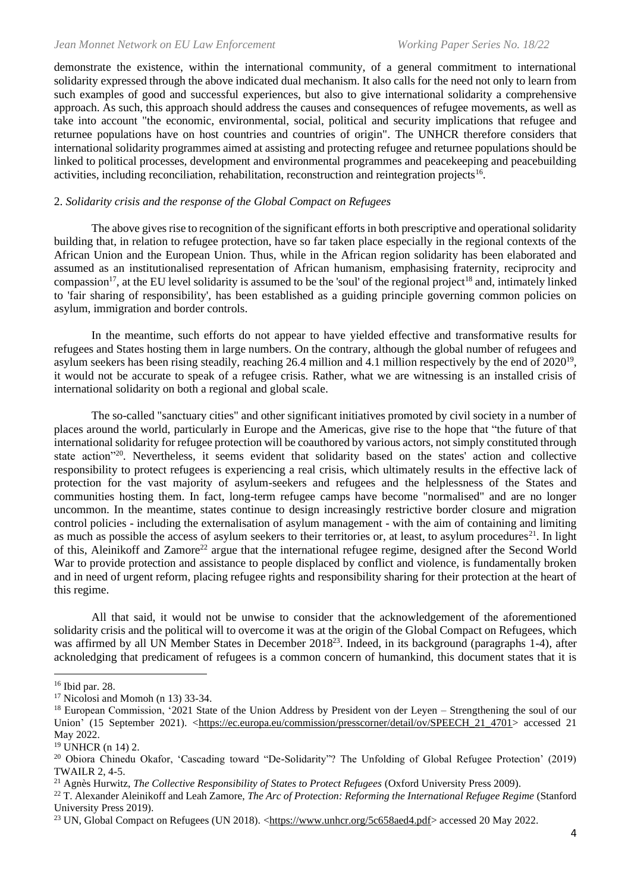demonstrate the existence, within the international community, of a general commitment to international solidarity expressed through the above indicated dual mechanism. It also calls for the need not only to learn from such examples of good and successful experiences, but also to give international solidarity a comprehensive approach. As such, this approach should address the causes and consequences of refugee movements, as well as take into account "the economic, environmental, social, political and security implications that refugee and returnee populations have on host countries and countries of origin". The UNHCR therefore considers that international solidarity programmes aimed at assisting and protecting refugee and returnee populations should be linked to political processes, development and environmental programmes and peacekeeping and peacebuilding activities, including reconciliation, rehabilitation, reconstruction and reintegration projects[16].

## 2. *Solidarity crisis and the response of the Global Compact on Refugees*

The above gives rise to recognition of the significant efforts in both prescriptive and operational solidarity building that, in relation to refugee protection, have so far taken place especially in the regional contexts of the African Union and the European Union. Thus, while in the African region solidarity has been elaborated and assumed as an institutionalised representation of African humanism, emphasising fraternity, reciprocity and compassion[17], at the EU level solidarity is assumed to be the 'soul' of the regional project[18] and, intimately linked to 'fair sharing of responsibility', has been established as a guiding principle governing common policies on asylum, immigration and border controls.

In the meantime, such efforts do not appear to have yielded effective and transformative results for refugees and States hosting them in large numbers. On the contrary, although the global number of refugees and asylum seekers has been rising steadily, reaching 26.4 million and 4.1 million respectively by the end of 2020[19], it would not be accurate to speak of a refugee crisis. Rather, what we are witnessing is an installed crisis of international solidarity on both a regional and global scale.

The so-called "sanctuary cities" and other significant initiatives promoted by civil society in a number of places around the world, particularly in Europe and the Americas, give rise to the hope that "the future of that international solidarity for refugee protection will be coauthored by various actors, not simply constituted through state action"[20]. Nevertheless, it seems evident that solidarity based on the states' action and collective responsibility to protect refugees is experiencing a real crisis, which ultimately results in the effective lack of protection for the vast majority of asylum-seekers and refugees and the helplessness of the States and communities hosting them. In fact, long-term refugee camps have become "normalised" and are no longer uncommon. In the meantime, states continue to design increasingly restrictive border closure and migration control policies - including the externalisation of asylum management - with the aim of containing and limiting as much as possible the access of asylum seekers to their territories or, at least, to asylum procedures[21]. In light of this, Aleinikoff and Zamore[22] argue that the international refugee regime, designed after the Second World War to provide protection and assistance to people displaced by conflict and violence, is fundamentally broken and in need of urgent reform, placing refugee rights and responsibility sharing for their protection at the heart of this regime.

All that said, it would not be unwise to consider that the acknowledgement of the aforementioned solidarity crisis and the political will to overcome it was at the origin of the Global Compact on Refugees, which was affirmed by all UN Member States in December 2018[23]. Indeed, in its background (paragraphs 1-4), after acknoledging that predicament of refugees is a common concern of humankind, this document states that it is

---

[16] Ibid par. 28.

[17] Nicolosi and Momoh (n 13) 33-34.

[18] European Commission, '2021 State of the Union Address by President von der Leyen – Strengthening the soul of our Union' (15 September 2021). <https://ec.europa.eu/commission/presscorner/detail/ov/SPEECH_21_4701> accessed 21 May 2022.

[19] UNHCR (n 14) 2.

[20] Obiora Chinedu Okafor, 'Cascading toward "De-Solidarity"? The Unfolding of Global Refugee Protection' (2019) TWAILR 2, 4-5.

[21] Agnès Hurwitz, *The Collective Responsibility of States to Protect Refugees* (Oxford University Press 2009).

[22] T. Alexander Aleinikoff and Leah Zamore, *The Arc of Protection: Reforming the International Refugee Regime* (Stanford University Press 2019).

[23] UN, Global Compact on Refugees (UN 2018). <https://www.unhcr.org/5c658aed4.pdf> accessed 20 May 2022.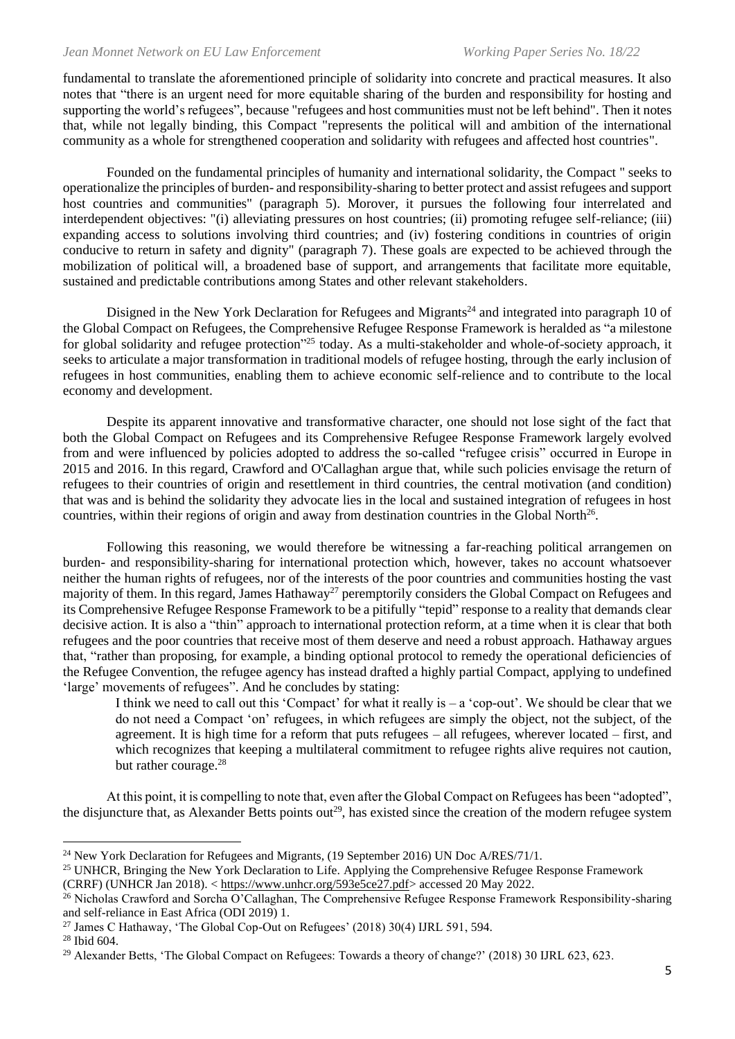fundamental to translate the aforementioned principle of solidarity into concrete and practical measures. It also notes that "there is an urgent need for more equitable sharing of the burden and responsibility for hosting and supporting the world's refugees", because "refugees and host communities must not be left behind". Then it notes that, while not legally binding, this Compact "represents the political will and ambition of the international community as a whole for strengthened cooperation and solidarity with refugees and affected host countries".

Founded on the fundamental principles of humanity and international solidarity, the Compact " seeks to operationalize the principles of burden- and responsibility-sharing to better protect and assist refugees and support host countries and communities" (paragraph 5). Morover, it pursues the following four interrelated and interdependent objectives: "(i) alleviating pressures on host countries; (ii) promoting refugee self-reliance; (iii) expanding access to solutions involving third countries; and (iv) fostering conditions in countries of origin conducive to return in safety and dignity" (paragraph 7). These goals are expected to be achieved through the mobilization of political will, a broadened base of support, and arrangements that facilitate more equitable, sustained and predictable contributions among States and other relevant stakeholders.

Disigned in the New York Declaration for Refugees and Migrants[24] and integrated into paragraph 10 of the Global Compact on Refugees, the Comprehensive Refugee Response Framework is heralded as "a milestone for global solidarity and refugee protection"[25] today. As a multi-stakeholder and whole-of-society approach, it seeks to articulate a major transformation in traditional models of refugee hosting, through the early inclusion of refugees in host communities, enabling them to achieve economic self-relience and to contribute to the local economy and development.

Despite its apparent innovative and transformative character, one should not lose sight of the fact that both the Global Compact on Refugees and its Comprehensive Refugee Response Framework largely evolved from and were influenced by policies adopted to address the so-called "refugee crisis" occurred in Europe in 2015 and 2016. In this regard, Crawford and O'Callaghan argue that, while such policies envisage the return of refugees to their countries of origin and resettlement in third countries, the central motivation (and condition) that was and is behind the solidarity they advocate lies in the local and sustained integration of refugees in host countries, within their regions of origin and away from destination countries in the Global North[26].

Following this reasoning, we would therefore be witnessing a far-reaching political arrangemen on burden- and responsibility-sharing for international protection which, however, takes no account whatsoever neither the human rights of refugees, nor of the interests of the poor countries and communities hosting the vast majority of them. In this regard, James Hathaway[27] peremptorily considers the Global Compact on Refugees and its Comprehensive Refugee Response Framework to be a pitifully "tepid" response to a reality that demands clear decisive action. It is also a "thin" approach to international protection reform, at a time when it is clear that both refugees and the poor countries that receive most of them deserve and need a robust approach. Hathaway argues that, "rather than proposing, for example, a binding optional protocol to remedy the operational deficiencies of the Refugee Convention, the refugee agency has instead drafted a highly partial Compact, applying to undefined 'large' movements of refugees". And he concludes by stating:

> I think we need to call out this 'Compact' for what it really is – a 'cop-out'. We should be clear that we do not need a Compact 'on' refugees, in which refugees are simply the object, not the subject, of the agreement. It is high time for a reform that puts refugees – all refugees, wherever located – first, and which recognizes that keeping a multilateral commitment to refugee rights alive requires not caution, but rather courage.[28]

At this point, it is compelling to note that, even after the Global Compact on Refugees has been "adopted", the disjuncture that, as Alexander Betts points out[29], has existed since the creation of the modern refugee system

---

[24] New York Declaration for Refugees and Migrants, (19 September 2016) UN Doc A/RES/71/1.

[25] UNHCR, Bringing the New York Declaration to Life. Applying the Comprehensive Refugee Response Framework (CRRF) (UNHCR Jan 2018). < https://www.unhcr.org/593e5ce27.pdf> accessed 20 May 2022.

[26] Nicholas Crawford and Sorcha O'Callaghan, The Comprehensive Refugee Response Framework Responsibility-sharing and self-reliance in East Africa (ODI 2019) 1.

[27] James C Hathaway, 'The Global Cop-Out on Refugees' (2018) 30(4) IJRL 591, 594.

[28] Ibid 604.

[29] Alexander Betts, 'The Global Compact on Refugees: Towards a theory of change?' (2018) 30 IJRL 623, 623.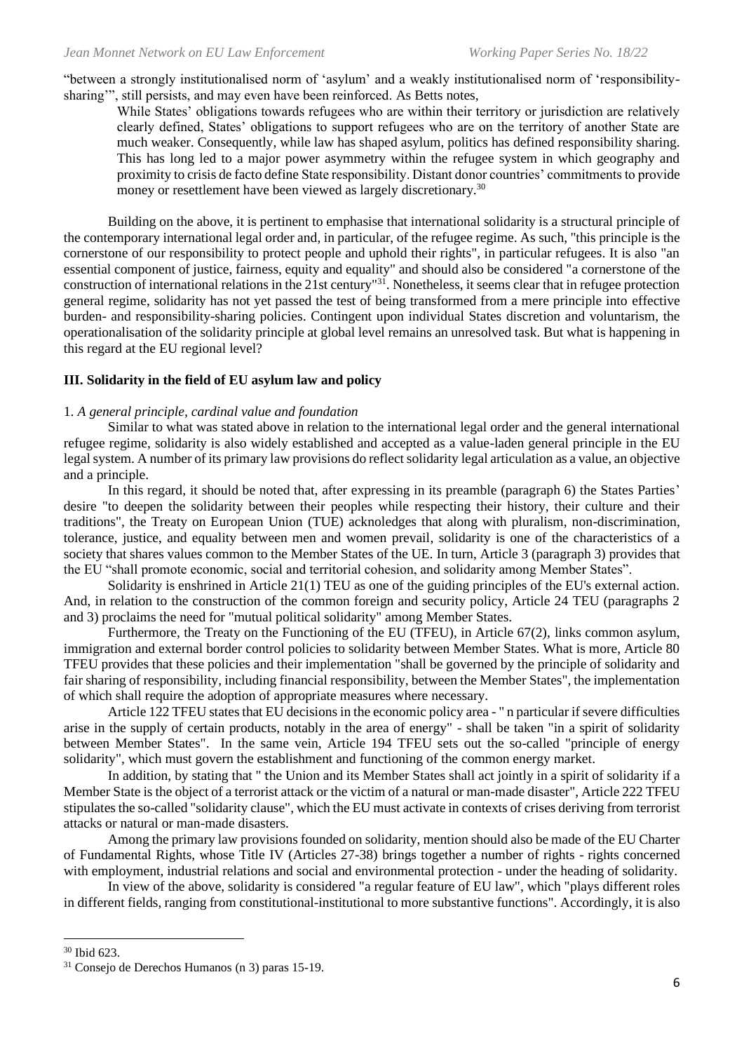"between a strongly institutionalised norm of 'asylum' and a weakly institutionalised norm of 'responsibility-sharing'", still persists, and may even have been reinforced. As Betts notes,

> While States' obligations towards refugees who are within their territory or jurisdiction are relatively clearly defined, States' obligations to support refugees who are on the territory of another State are much weaker. Consequently, while law has shaped asylum, politics has defined responsibility sharing. This has long led to a major power asymmetry within the refugee system in which geography and proximity to crisis de facto define State responsibility. Distant donor countries' commitments to provide money or resettlement have been viewed as largely discretionary.[30]

Building on the above, it is pertinent to emphasise that international solidarity is a structural principle of the contemporary international legal order and, in particular, of the refugee regime. As such, "this principle is the cornerstone of our responsibility to protect people and uphold their rights", in particular refugees. It is also "an essential component of justice, fairness, equity and equality" and should also be considered "a cornerstone of the construction of international relations in the 21st century"[31]. Nonetheless, it seems clear that in refugee protection general regime, solidarity has not yet passed the test of being transformed from a mere principle into effective burden- and responsibility-sharing policies. Contingent upon individual States discretion and voluntarism, the operationalisation of the solidarity principle at global level remains an unresolved task. But what is happening in this regard at the EU regional level?

## III. Solidarity in the field of EU asylum law and policy

### 1. *A general principle, cardinal value and foundation*

Similar to what was stated above in relation to the international legal order and the general international refugee regime, solidarity is also widely established and accepted as a value-laden general principle in the EU legal system. A number of its primary law provisions do reflect solidarity legal articulation as a value, an objective and a principle.

In this regard, it should be noted that, after expressing in its preamble (paragraph 6) the States Parties' desire "to deepen the solidarity between their peoples while respecting their history, their culture and their traditions", the Treaty on European Union (TUE) acknoledges that along with pluralism, non-discrimination, tolerance, justice, and equality between men and women prevail, solidarity is one of the characteristics of a society that shares values common to the Member States of the UE. In turn, Article 3 (paragraph 3) provides that the EU "shall promote economic, social and territorial cohesion, and solidarity among Member States".

Solidarity is enshrined in Article 21(1) TEU as one of the guiding principles of the EU's external action. And, in relation to the construction of the common foreign and security policy, Article 24 TEU (paragraphs 2 and 3) proclaims the need for "mutual political solidarity" among Member States.

Furthermore, the Treaty on the Functioning of the EU (TFEU), in Article 67(2), links common asylum, immigration and external border control policies to solidarity between Member States. What is more, Article 80 TFEU provides that these policies and their implementation "shall be governed by the principle of solidarity and fair sharing of responsibility, including financial responsibility, between the Member States", the implementation of which shall require the adoption of appropriate measures where necessary.

Article 122 TFEU states that EU decisions in the economic policy area - " n particular if severe difficulties arise in the supply of certain products, notably in the area of energy" - shall be taken "in a spirit of solidarity between Member States". In the same vein, Article 194 TFEU sets out the so-called "principle of energy solidarity", which must govern the establishment and functioning of the common energy market.

In addition, by stating that " the Union and its Member States shall act jointly in a spirit of solidarity if a Member State is the object of a terrorist attack or the victim of a natural or man-made disaster", Article 222 TFEU stipulates the so-called "solidarity clause", which the EU must activate in contexts of crises deriving from terrorist attacks or natural or man-made disasters.

Among the primary law provisions founded on solidarity, mention should also be made of the EU Charter of Fundamental Rights, whose Title IV (Articles 27-38) brings together a number of rights - rights concerned with employment, industrial relations and social and environmental protection - under the heading of solidarity.

In view of the above, solidarity is considered "a regular feature of EU law", which "plays different roles in different fields, ranging from constitutional-institutional to more substantive functions". Accordingly, it is also

[30] Ibid 623.

[31] Consejo de Derechos Humanos (n 3) paras 15-19.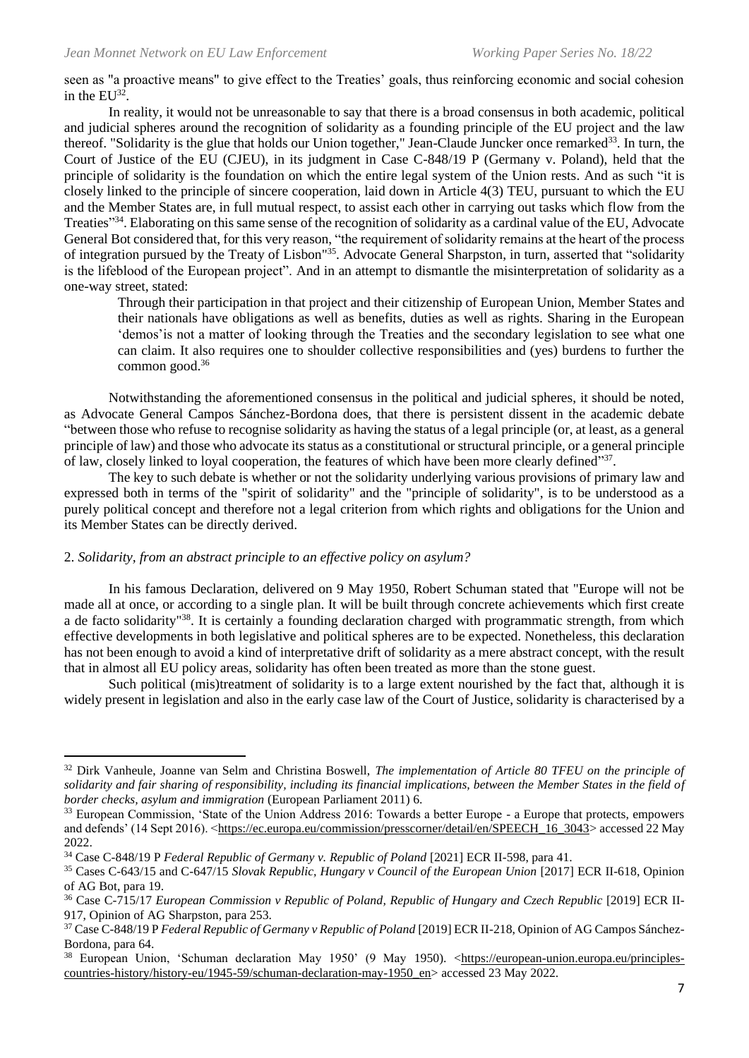seen as "a proactive means" to give effect to the Treaties' goals, thus reinforcing economic and social cohesion in the EU[32].

In reality, it would not be unreasonable to say that there is a broad consensus in both academic, political and judicial spheres around the recognition of solidarity as a founding principle of the EU project and the law thereof. "Solidarity is the glue that holds our Union together," Jean-Claude Juncker once remarked[33]. In turn, the Court of Justice of the EU (CJEU), in its judgment in Case C-848/19 P (Germany v. Poland), held that the principle of solidarity is the foundation on which the entire legal system of the Union rests. And as such "it is closely linked to the principle of sincere cooperation, laid down in Article 4(3) TEU, pursuant to which the EU and the Member States are, in full mutual respect, to assist each other in carrying out tasks which flow from the Treaties"[34]. Elaborating on this same sense of the recognition of solidarity as a cardinal value of the EU, Advocate General Bot considered that, for this very reason, "the requirement of solidarity remains at the heart of the process of integration pursued by the Treaty of Lisbon"[35]. Advocate General Sharpston, in turn, asserted that "solidarity is the lifeblood of the European project". And in an attempt to dismantle the misinterpretation of solidarity as a one-way street, stated:

> Through their participation in that project and their citizenship of European Union, Member States and their nationals have obligations as well as benefits, duties as well as rights. Sharing in the European 'demos'is not a matter of looking through the Treaties and the secondary legislation to see what one can claim. It also requires one to shoulder collective responsibilities and (yes) burdens to further the common good.[36]

Notwithstanding the aforementioned consensus in the political and judicial spheres, it should be noted, as Advocate General Campos Sánchez-Bordona does, that there is persistent dissent in the academic debate "between those who refuse to recognise solidarity as having the status of a legal principle (or, at least, as a general principle of law) and those who advocate its status as a constitutional or structural principle, or a general principle of law, closely linked to loyal cooperation, the features of which have been more clearly defined"[37].

The key to such debate is whether or not the solidarity underlying various provisions of primary law and expressed both in terms of the "spirit of solidarity" and the "principle of solidarity", is to be understood as a purely political concept and therefore not a legal criterion from which rights and obligations for the Union and its Member States can be directly derived.

## 2. *Solidarity, from an abstract principle to an effective policy on asylum?*

In his famous Declaration, delivered on 9 May 1950, Robert Schuman stated that "Europe will not be made all at once, or according to a single plan. It will be built through concrete achievements which first create a de facto solidarity"[38]. It is certainly a founding declaration charged with programmatic strength, from which effective developments in both legislative and political spheres are to be expected. Nonetheless, this declaration has not been enough to avoid a kind of interpretative drift of solidarity as a mere abstract concept, with the result that in almost all EU policy areas, solidarity has often been treated as more than the stone guest.

Such political (mis)treatment of solidarity is to a large extent nourished by the fact that, although it is widely present in legislation and also in the early case law of the Court of Justice, solidarity is characterised by a

---

[32] Dirk Vanheule, Joanne van Selm and Christina Boswell, *The implementation of Article 80 TFEU on the principle of solidarity and fair sharing of responsibility, including its financial implications, between the Member States in the field of border checks, asylum and immigration* (European Parliament 2011) 6.

[33] European Commission, 'State of the Union Address 2016: Towards a better Europe - a Europe that protects, empowers and defends' (14 Sept 2016). <https://ec.europa.eu/commission/presscorner/detail/en/SPEECH_16_3043> accessed 22 May 2022.

[34] Case C-848/19 P *Federal Republic of Germany v. Republic of Poland* [2021] ECR II-598, para 41.

[35] Cases C-643/15 and C-647/15 *Slovak Republic, Hungary v Council of the European Union* [2017] ECR II-618, Opinion of AG Bot, para 19.

[36] Case C-715/17 *European Commission v Republic of Poland, Republic of Hungary and Czech Republic* [2019] ECR II-917, Opinion of AG Sharpston, para 253.

[37] Case C-848/19 P *Federal Republic of Germany v Republic of Poland* [2019] ECR II-218, Opinion of AG Campos Sánchez-Bordona, para 64.

[38] European Union, 'Schuman declaration May 1950' (9 May 1950). <https://european-union.europa.eu/principles-countries-history/history-eu/1945-59/schuman-declaration-may-1950_en> accessed 23 May 2022.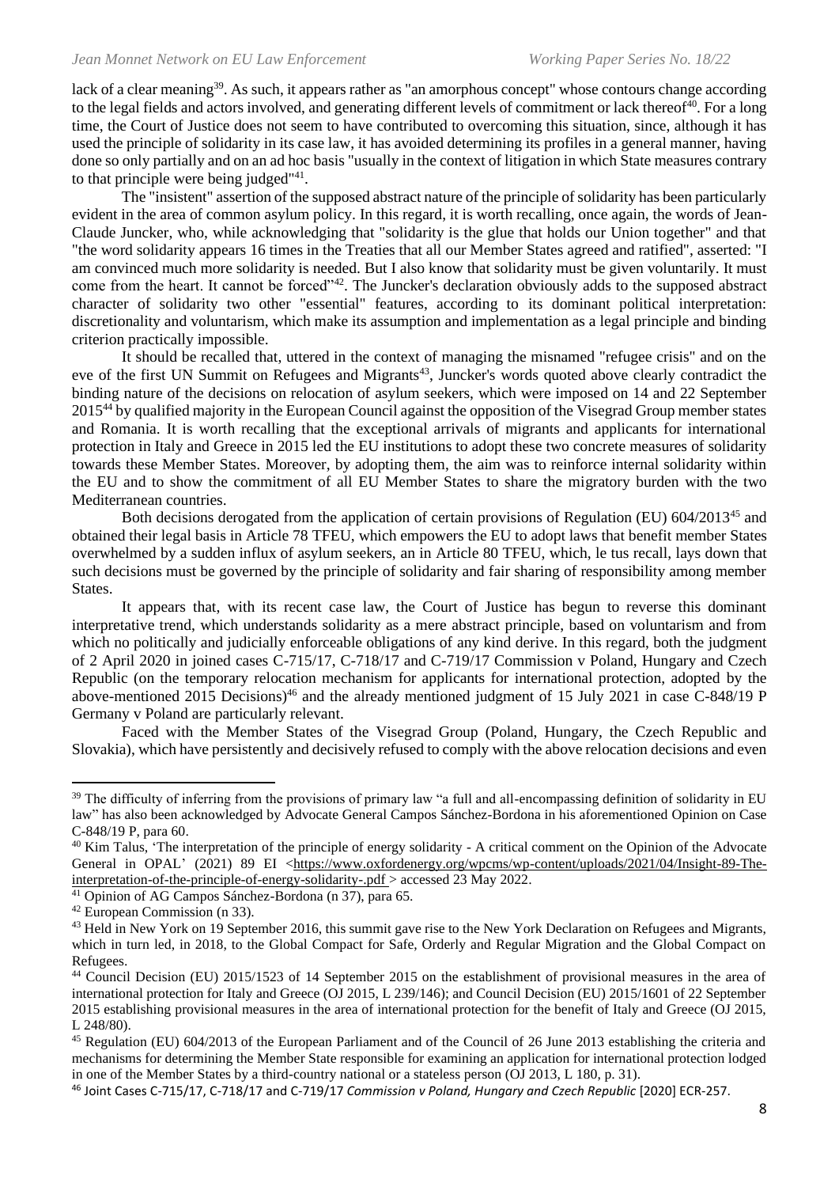lack of a clear meaning[39]. As such, it appears rather as "an amorphous concept" whose contours change according to the legal fields and actors involved, and generating different levels of commitment or lack thereof[40]. For a long time, the Court of Justice does not seem to have contributed to overcoming this situation, since, although it has used the principle of solidarity in its case law, it has avoided determining its profiles in a general manner, having done so only partially and on an ad hoc basis "usually in the context of litigation in which State measures contrary to that principle were being judged"[41].

The "insistent" assertion of the supposed abstract nature of the principle of solidarity has been particularly evident in the area of common asylum policy. In this regard, it is worth recalling, once again, the words of Jean-Claude Juncker, who, while acknowledging that "solidarity is the glue that holds our Union together" and that "the word solidarity appears 16 times in the Treaties that all our Member States agreed and ratified", asserted: "I am convinced much more solidarity is needed. But I also know that solidarity must be given voluntarily. It must come from the heart. It cannot be forced"[42]. The Juncker's declaration obviously adds to the supposed abstract character of solidarity two other "essential" features, according to its dominant political interpretation: discretionality and voluntarism, which make its assumption and implementation as a legal principle and binding criterion practically impossible.

It should be recalled that, uttered in the context of managing the misnamed "refugee crisis" and on the eve of the first UN Summit on Refugees and Migrants[43], Juncker's words quoted above clearly contradict the binding nature of the decisions on relocation of asylum seekers, which were imposed on 14 and 22 September 2015[44] by qualified majority in the European Council against the opposition of the Visegrad Group member states and Romania. It is worth recalling that the exceptional arrivals of migrants and applicants for international protection in Italy and Greece in 2015 led the EU institutions to adopt these two concrete measures of solidarity towards these Member States. Moreover, by adopting them, the aim was to reinforce internal solidarity within the EU and to show the commitment of all EU Member States to share the migratory burden with the two Mediterranean countries.

Both decisions derogated from the application of certain provisions of Regulation (EU) 604/2013[45] and obtained their legal basis in Article 78 TFEU, which empowers the EU to adopt laws that benefit member States overwhelmed by a sudden influx of asylum seekers, an in Article 80 TFEU, which, le tus recall, lays down that such decisions must be governed by the principle of solidarity and fair sharing of responsibility among member States.

It appears that, with its recent case law, the Court of Justice has begun to reverse this dominant interpretative trend, which understands solidarity as a mere abstract principle, based on voluntarism and from which no politically and judicially enforceable obligations of any kind derive. In this regard, both the judgment of 2 April 2020 in joined cases C-715/17, C-718/17 and C-719/17 Commission v Poland, Hungary and Czech Republic (on the temporary relocation mechanism for applicants for international protection, adopted by the above-mentioned 2015 Decisions)[46] and the already mentioned judgment of 15 July 2021 in case C-848/19 P Germany v Poland are particularly relevant.

Faced with the Member States of the Visegrad Group (Poland, Hungary, the Czech Republic and Slovakia), which have persistently and decisively refused to comply with the above relocation decisions and even

---

[39] The difficulty of inferring from the provisions of primary law "a full and all-encompassing definition of solidarity in EU law" has also been acknowledged by Advocate General Campos Sánchez-Bordona in his aforementioned Opinion on Case C-848/19 P, para 60.

[40] Kim Talus, 'The interpretation of the principle of energy solidarity - A critical comment on the Opinion of the Advocate General in OPAL' (2021) 89 EI <https://www.oxfordenergy.org/wpcms/wp-content/uploads/2021/04/Insight-89-The-interpretation-of-the-principle-of-energy-solidarity-.pdf > accessed 23 May 2022.

[41] Opinion of AG Campos Sánchez-Bordona (n 37), para 65.

[42] European Commission (n 33).

[43] Held in New York on 19 September 2016, this summit gave rise to the New York Declaration on Refugees and Migrants, which in turn led, in 2018, to the Global Compact for Safe, Orderly and Regular Migration and the Global Compact on Refugees.

[44] Council Decision (EU) 2015/1523 of 14 September 2015 on the establishment of provisional measures in the area of international protection for Italy and Greece (OJ 2015, L 239/146); and Council Decision (EU) 2015/1601 of 22 September 2015 establishing provisional measures in the area of international protection for the benefit of Italy and Greece (OJ 2015, L 248/80).

[45] Regulation (EU) 604/2013 of the European Parliament and of the Council of 26 June 2013 establishing the criteria and mechanisms for determining the Member State responsible for examining an application for international protection lodged in one of the Member States by a third-country national or a stateless person (OJ 2013, L 180, p. 31).

[46] Joint Cases C-715/17, C-718/17 and C-719/17 *Commission v Poland, Hungary and Czech Republic* [2020] ECR-257.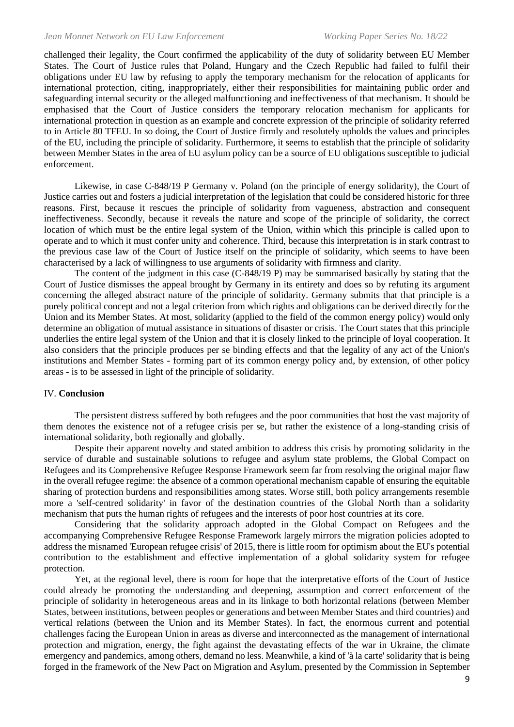challenged their legality, the Court confirmed the applicability of the duty of solidarity between EU Member States. The Court of Justice rules that Poland, Hungary and the Czech Republic had failed to fulfil their obligations under EU law by refusing to apply the temporary mechanism for the relocation of applicants for international protection, citing, inappropriately, either their responsibilities for maintaining public order and safeguarding internal security or the alleged malfunctioning and ineffectiveness of that mechanism. It should be emphasised that the Court of Justice considers the temporary relocation mechanism for applicants for international protection in question as an example and concrete expression of the principle of solidarity referred to in Article 80 TFEU. In so doing, the Court of Justice firmly and resolutely upholds the values and principles of the EU, including the principle of solidarity. Furthermore, it seems to establish that the principle of solidarity between Member States in the area of EU asylum policy can be a source of EU obligations susceptible to judicial enforcement.

Likewise, in case C-848/19 P Germany v. Poland (on the principle of energy solidarity), the Court of Justice carries out and fosters a judicial interpretation of the legislation that could be considered historic for three reasons. First, because it rescues the principle of solidarity from vagueness, abstraction and consequent ineffectiveness. Secondly, because it reveals the nature and scope of the principle of solidarity, the correct location of which must be the entire legal system of the Union, within which this principle is called upon to operate and to which it must confer unity and coherence. Third, because this interpretation is in stark contrast to the previous case law of the Court of Justice itself on the principle of solidarity, which seems to have been characterised by a lack of willingness to use arguments of solidarity with firmness and clarity.

The content of the judgment in this case (C-848/19 P) may be summarised basically by stating that the Court of Justice dismisses the appeal brought by Germany in its entirety and does so by refuting its argument concerning the alleged abstract nature of the principle of solidarity. Germany submits that that principle is a purely political concept and not a legal criterion from which rights and obligations can be derived directly for the Union and its Member States. At most, solidarity (applied to the field of the common energy policy) would only determine an obligation of mutual assistance in situations of disaster or crisis. The Court states that this principle underlies the entire legal system of the Union and that it is closely linked to the principle of loyal cooperation. It also considers that the principle produces per se binding effects and that the legality of any act of the Union's institutions and Member States - forming part of its common energy policy and, by extension, of other policy areas - is to be assessed in light of the principle of solidarity.

## IV. Conclusion

The persistent distress suffered by both refugees and the poor communities that host the vast majority of them denotes the existence not of a refugee crisis per se, but rather the existence of a long-standing crisis of international solidarity, both regionally and globally.

Despite their apparent novelty and stated ambition to address this crisis by promoting solidarity in the service of durable and sustainable solutions to refugee and asylum state problems, the Global Compact on Refugees and its Comprehensive Refugee Response Framework seem far from resolving the original major flaw in the overall refugee regime: the absence of a common operational mechanism capable of ensuring the equitable sharing of protection burdens and responsibilities among states. Worse still, both policy arrangements resemble more a 'self-centred solidarity' in favor of the destination countries of the Global North than a solidarity mechanism that puts the human rights of refugees and the interests of poor host countries at its core.

Considering that the solidarity approach adopted in the Global Compact on Refugees and the accompanying Comprehensive Refugee Response Framework largely mirrors the migration policies adopted to address the misnamed 'European refugee crisis' of 2015, there is little room for optimism about the EU's potential contribution to the establishment and effective implementation of a global solidarity system for refugee protection.

Yet, at the regional level, there is room for hope that the interpretative efforts of the Court of Justice could already be promoting the understanding and deepening, assumption and correct enforcement of the principle of solidarity in heterogeneous areas and in its linkage to both horizontal relations (between Member States, between institutions, between peoples or generations and between Member States and third countries) and vertical relations (between the Union and its Member States). In fact, the enormous current and potential challenges facing the European Union in areas as diverse and interconnected as the management of international protection and migration, energy, the fight against the devastating effects of the war in Ukraine, the climate emergency and pandemics, among others, demand no less. Meanwhile, a kind of 'à la carte' solidarity that is being forged in the framework of the New Pact on Migration and Asylum, presented by the Commission in September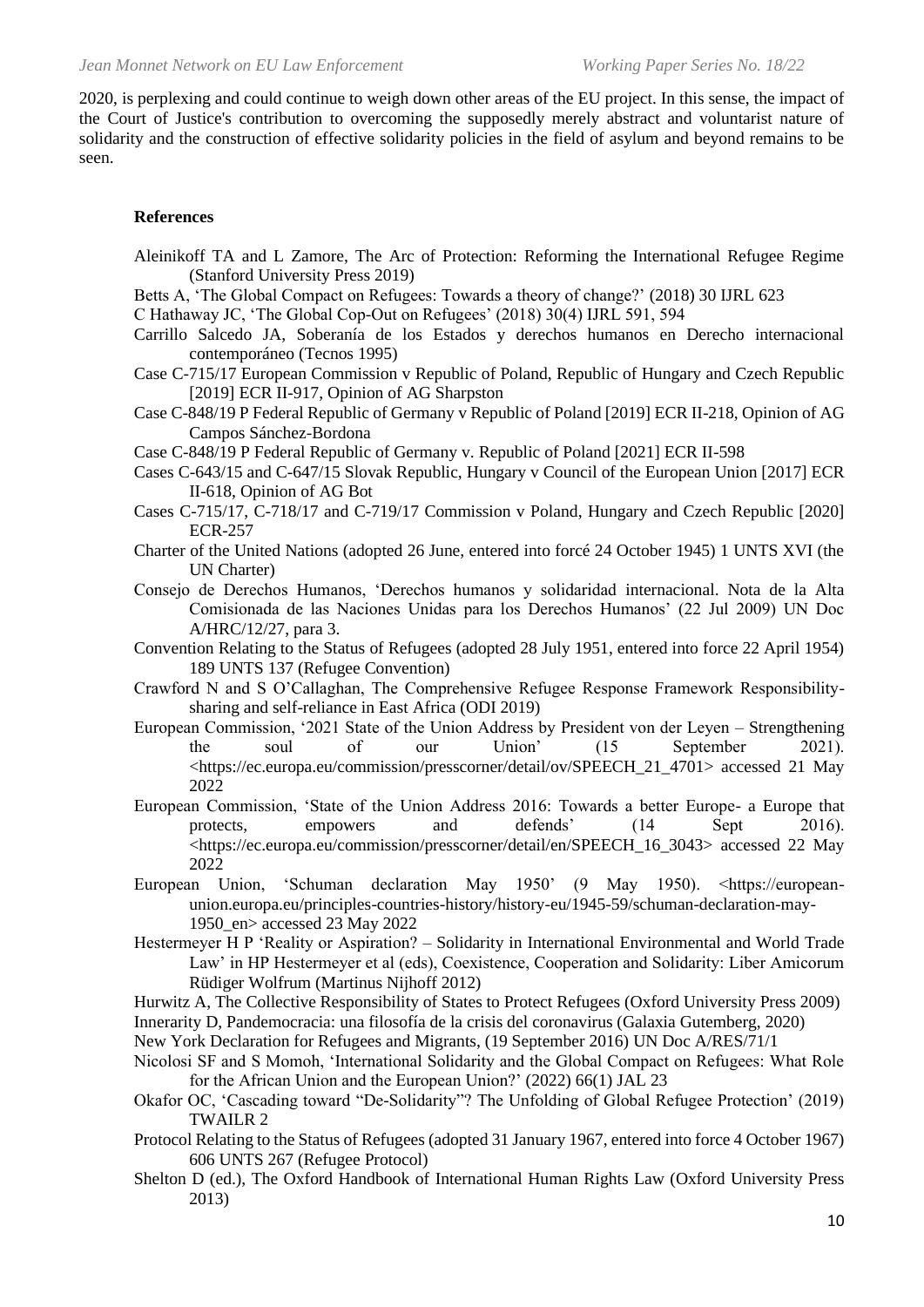2020, is perplexing and could continue to weigh down other areas of the EU project. In this sense, the impact of the Court of Justice's contribution to overcoming the supposedly merely abstract and voluntarist nature of solidarity and the construction of effective solidarity policies in the field of asylum and beyond remains to be seen.

**References**

Aleinikoff TA and L Zamore, The Arc of Protection: Reforming the International Refugee Regime (Stanford University Press 2019)

Betts A, 'The Global Compact on Refugees: Towards a theory of change?' (2018) 30 IJRL 623

C Hathaway JC, 'The Global Cop-Out on Refugees' (2018) 30(4) IJRL 591, 594

Carrillo Salcedo JA, Soberanía de los Estados y derechos humanos en Derecho internacional contemporáneo (Tecnos 1995)

Case C-715/17 European Commission v Republic of Poland, Republic of Hungary and Czech Republic [2019] ECR II-917, Opinion of AG Sharpston

Case C-848/19 P Federal Republic of Germany v Republic of Poland [2019] ECR II-218, Opinion of AG Campos Sánchez-Bordona

Case C-848/19 P Federal Republic of Germany v. Republic of Poland [2021] ECR II-598

Cases C-643/15 and C-647/15 Slovak Republic, Hungary v Council of the European Union [2017] ECR II-618, Opinion of AG Bot

Cases C-715/17, C-718/17 and C-719/17 Commission v Poland, Hungary and Czech Republic [2020] ECR-257

Charter of the United Nations (adopted 26 June, entered into forcé 24 October 1945) 1 UNTS XVI (the UN Charter)

Consejo de Derechos Humanos, 'Derechos humanos y solidaridad internacional. Nota de la Alta Comisionada de las Naciones Unidas para los Derechos Humanos' (22 Jul 2009) UN Doc A/HRC/12/27, para 3.

Convention Relating to the Status of Refugees (adopted 28 July 1951, entered into force 22 April 1954) 189 UNTS 137 (Refugee Convention)

Crawford N and S O'Callaghan, The Comprehensive Refugee Response Framework Responsibility-sharing and self-reliance in East Africa (ODI 2019)

European Commission, '2021 State of the Union Address by President von der Leyen – Strengthening the soul of our Union' (15 September 2021). <https://ec.europa.eu/commission/presscorner/detail/ov/SPEECH_21_4701> accessed 21 May 2022

European Commission, 'State of the Union Address 2016: Towards a better Europe- a Europe that protects, empowers and defends' (14 Sept 2016). <https://ec.europa.eu/commission/presscorner/detail/en/SPEECH_16_3043> accessed 22 May 2022

European Union, 'Schuman declaration May 1950' (9 May 1950). <https://european-union.europa.eu/principles-countries-history/history-eu/1945-59/schuman-declaration-may-1950_en> accessed 23 May 2022

Hestermeyer H P 'Reality or Aspiration? – Solidarity in International Environmental and World Trade Law' in HP Hestermeyer et al (eds), Coexistence, Cooperation and Solidarity: Liber Amicorum Rüdiger Wolfrum (Martinus Nijhoff 2012)

Hurwitz A, The Collective Responsibility of States to Protect Refugees (Oxford University Press 2009)

Innerarity D, Pandemocracia: una filosofía de la crisis del coronavirus (Galaxia Gutemberg, 2020)

New York Declaration for Refugees and Migrants, (19 September 2016) UN Doc A/RES/71/1

Nicolosi SF and S Momoh, 'International Solidarity and the Global Compact on Refugees: What Role for the African Union and the European Union?' (2022) 66(1) JAL 23

Okafor OC, 'Cascading toward "De-Solidarity"? The Unfolding of Global Refugee Protection' (2019) TWAILR 2

Protocol Relating to the Status of Refugees (adopted 31 January 1967, entered into force 4 October 1967) 606 UNTS 267 (Refugee Protocol)

Shelton D (ed.), The Oxford Handbook of International Human Rights Law (Oxford University Press 2013)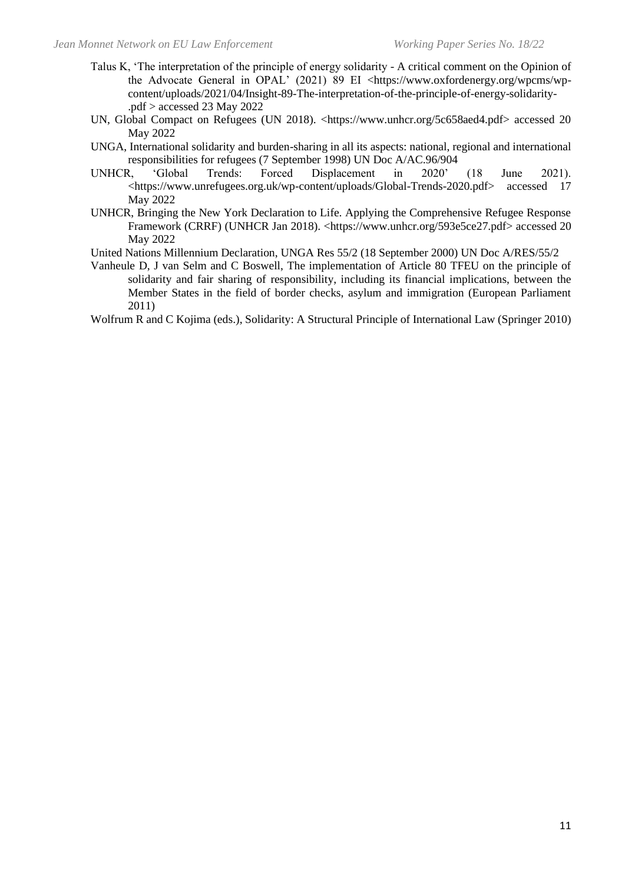Talus K, 'The interpretation of the principle of energy solidarity - A critical comment on the Opinion of the Advocate General in OPAL' (2021) 89 EI <https://www.oxfordenergy.org/wpcms/wp-content/uploads/2021/04/Insight-89-The-interpretation-of-the-principle-of-energy-solidarity-.pdf > accessed 23 May 2022

UN, Global Compact on Refugees (UN 2018). <https://www.unhcr.org/5c658aed4.pdf> accessed 20 May 2022

UNGA, International solidarity and burden-sharing in all its aspects: national, regional and international responsibilities for refugees (7 September 1998) UN Doc A/AC.96/904

UNHCR, 'Global Trends: Forced Displacement in 2020' (18 June 2021). <https://www.unrefugees.org.uk/wp-content/uploads/Global-Trends-2020.pdf> accessed 17 May 2022

UNHCR, Bringing the New York Declaration to Life. Applying the Comprehensive Refugee Response Framework (CRRF) (UNHCR Jan 2018). <https://www.unhcr.org/593e5ce27.pdf> accessed 20 May 2022

United Nations Millennium Declaration, UNGA Res 55/2 (18 September 2000) UN Doc A/RES/55/2

Vanheule D, J van Selm and C Boswell, The implementation of Article 80 TFEU on the principle of solidarity and fair sharing of responsibility, including its financial implications, between the Member States in the field of border checks, asylum and immigration (European Parliament 2011)

Wolfrum R and C Kojima (eds.), Solidarity: A Structural Principle of International Law (Springer 2010)